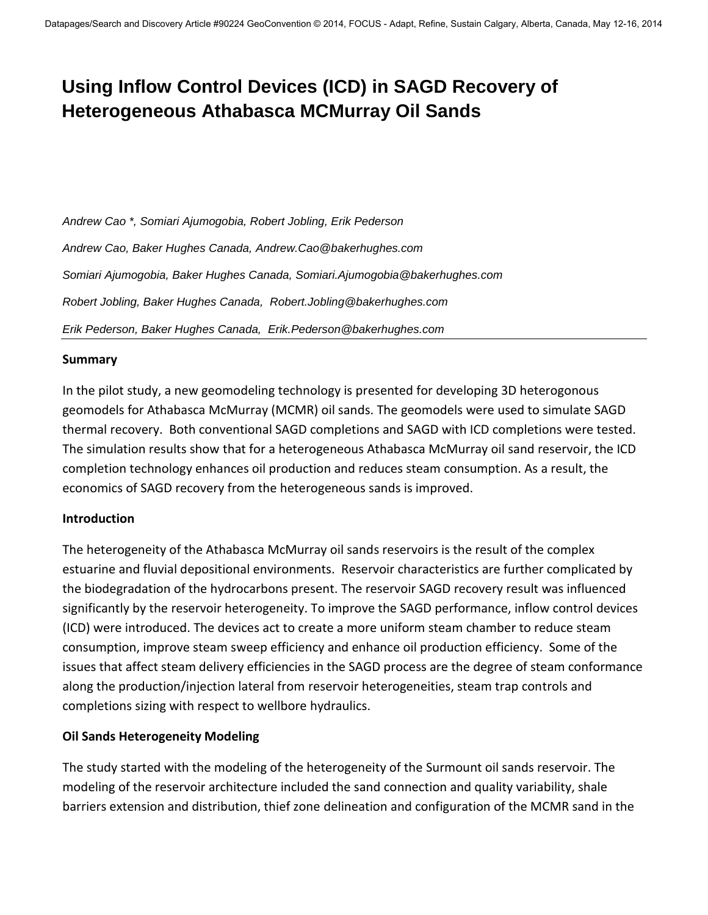# Using Inflow Control Devices (ICD) in SAGD Recovery of Heterogeneous Athabasca MCMurray Oil Sands

*Andrew Cao *, Somiari Ajumogobia, Robert Jobling, Erik Pederson*

*Andrew Cao, Baker Hughes Canada, Andrew.Cao@bakerhughes.com*

*Somiari Ajumogobia, Baker Hughes Canada, Somiari.Ajumogobia@bakerhughes.com*

*Robert Jobling, Baker Hughes Canada, Robert.Jobling@bakerhughes.com*

*Erik Pederson, Baker Hughes Canada, Erik.Pederson@bakerhughes.com*

## Summary

In the pilot study, a new geomodeling technology is presented for developing 3D heterogonous geomodels for Athabasca McMurray (MCMR) oil sands. The geomodels were used to simulate SAGD thermal recovery. Both conventional SAGD completions and SAGD with ICD completions were tested. The simulation results show that for a heterogeneous Athabasca McMurray oil sand reservoir, the ICD completion technology enhances oil production and reduces steam consumption. As a result, the economics of SAGD recovery from the heterogeneous sands is improved.

## Introduction

The heterogeneity of the Athabasca McMurray oil sands reservoirs is the result of the complex estuarine and fluvial depositional environments. Reservoir characteristics are further complicated by the biodegradation of the hydrocarbons present. The reservoir SAGD recovery result was influenced significantly by the reservoir heterogeneity. To improve the SAGD performance, inflow control devices (ICD) were introduced. The devices act to create a more uniform steam chamber to reduce steam consumption, improve steam sweep efficiency and enhance oil production efficiency. Some of the issues that affect steam delivery efficiencies in the SAGD process are the degree of steam conformance along the production/injection lateral from reservoir heterogeneities, steam trap controls and completions sizing with respect to wellbore hydraulics.

## Oil Sands Heterogeneity Modeling

The study started with the modeling of the heterogeneity of the Surmount oil sands reservoir. The modeling of the reservoir architecture included the sand connection and quality variability, shale barriers extension and distribution, thief zone delineation and configuration of the MCMR sand in the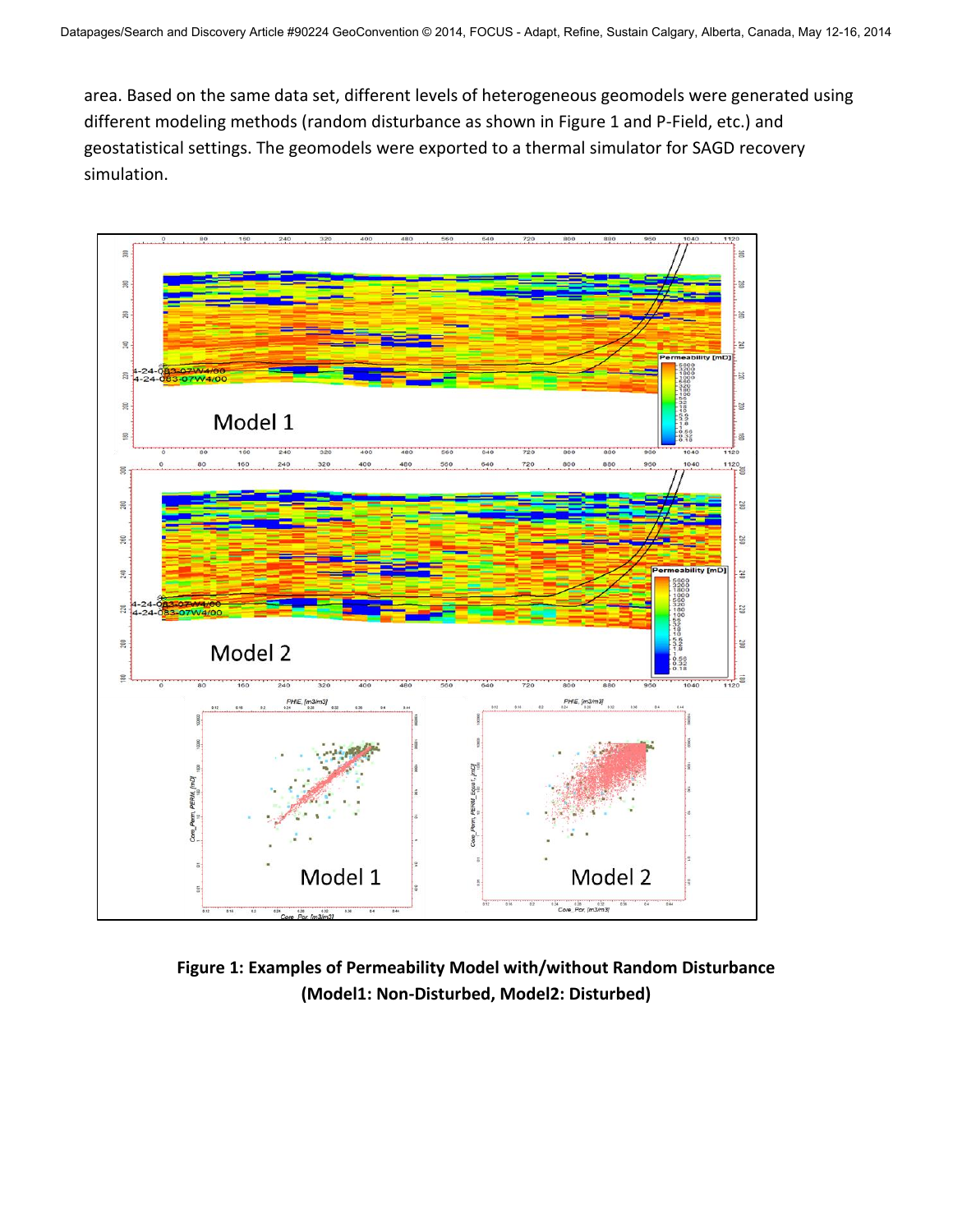area. Based on the same data set, different levels of heterogeneous geomodels were generated using different modeling methods (random disturbance as shown in Figure 1 and P-Field, etc.) and geostatistical settings. The geomodels were exported to a thermal simulator for SAGD recovery simulation.

**Figure 1: Examples of Permeability Model with/without Random Disturbance (Model1: Non-Disturbed, Model2: Disturbed)**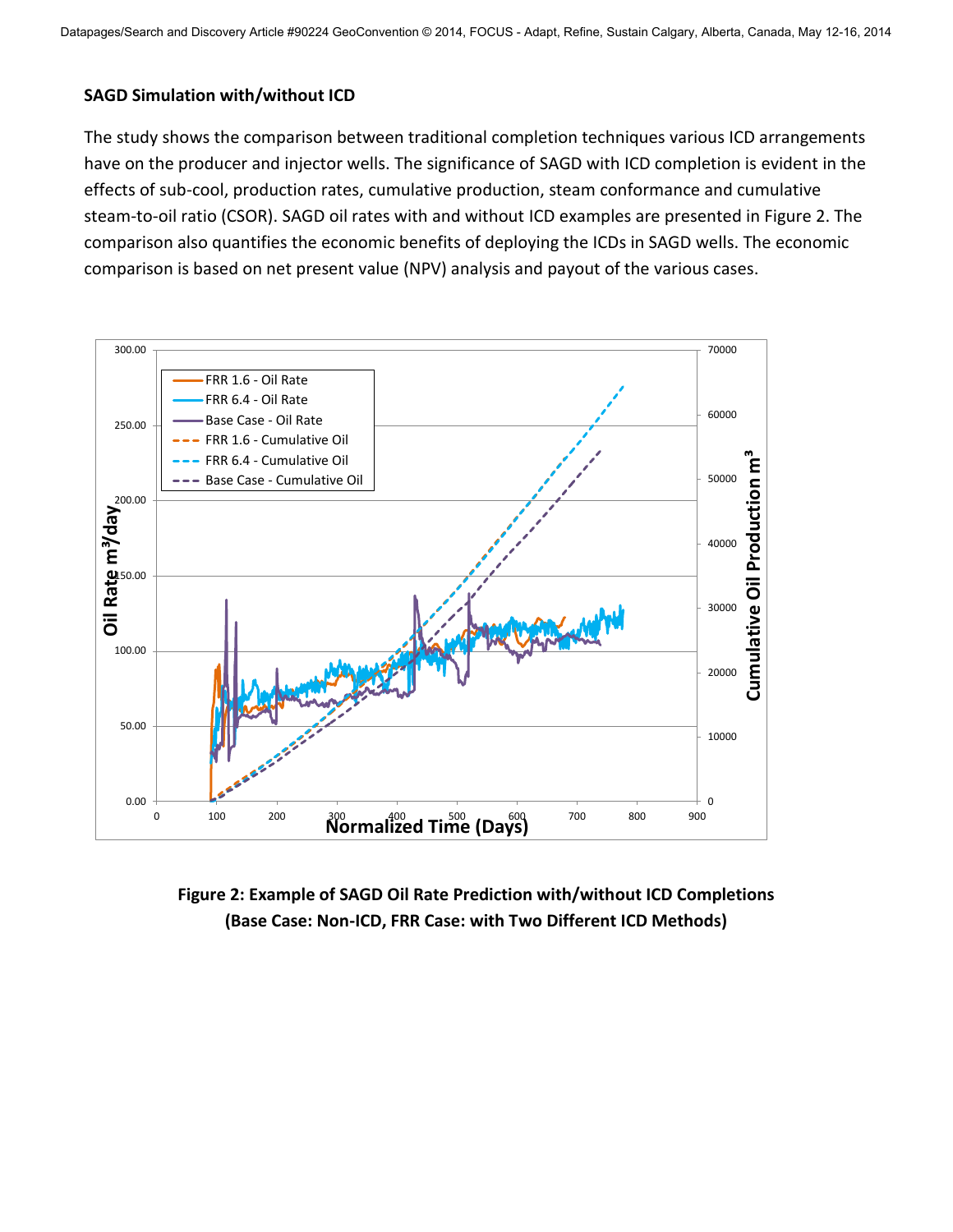### SAGD Simulation with/without ICD

The study shows the comparison between traditional completion techniques various ICD arrangements have on the producer and injector wells. The significance of SAGD with ICD completion is evident in the effects of sub-cool, production rates, cumulative production, steam conformance and cumulative steam-to-oil ratio (CSOR). SAGD oil rates with and without ICD examples are presented in Figure 2. The comparison also quantifies the economic benefits of deploying the ICDs in SAGD wells. The economic comparison is based on net present value (NPV) analysis and payout of the various cases.

**Figure 2: Example of SAGD Oil Rate Prediction with/without ICD Completions (Base Case: Non-ICD, FRR Case: with Two Different ICD Methods)**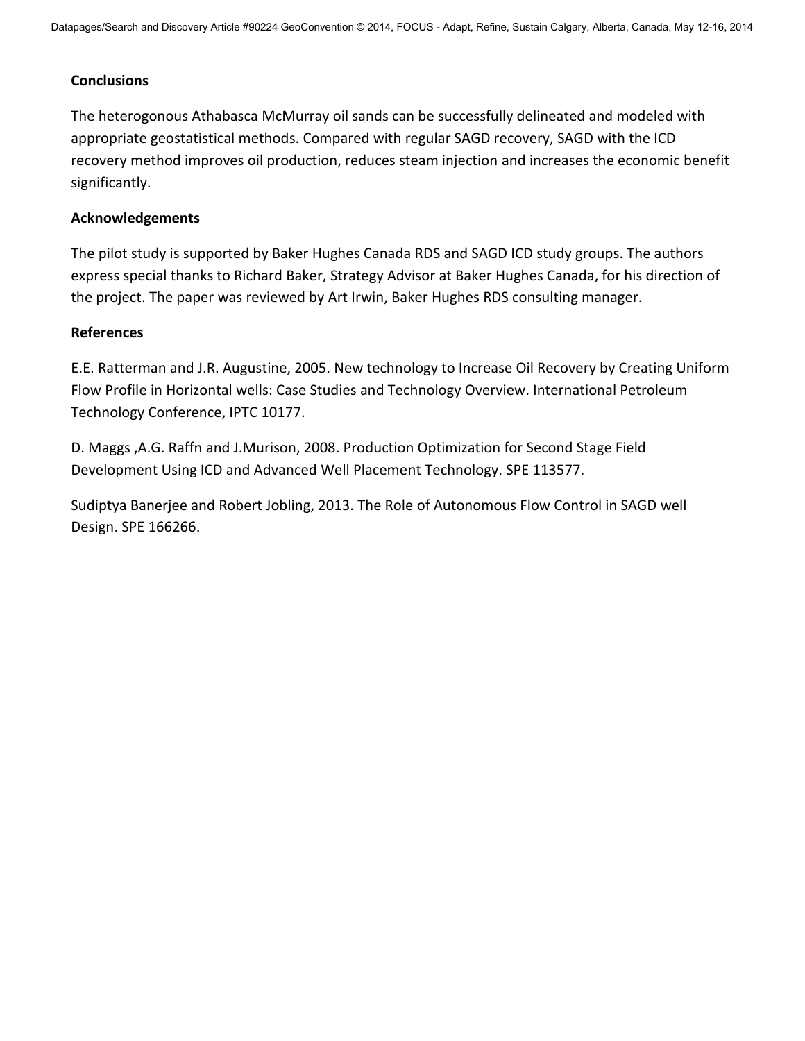## Conclusions

The heterogonous Athabasca McMurray oil sands can be successfully delineated and modeled with appropriate geostatistical methods. Compared with regular SAGD recovery, SAGD with the ICD recovery method improves oil production, reduces steam injection and increases the economic benefit significantly.

## Acknowledgements

The pilot study is supported by Baker Hughes Canada RDS and SAGD ICD study groups. The authors express special thanks to Richard Baker, Strategy Advisor at Baker Hughes Canada, for his direction of the project. The paper was reviewed by Art Irwin, Baker Hughes RDS consulting manager.

## References

E.E. Ratterman and J.R. Augustine, 2005. New technology to Increase Oil Recovery by Creating Uniform Flow Profile in Horizontal wells: Case Studies and Technology Overview. International Petroleum Technology Conference, IPTC 10177.

D. Maggs ,A.G. Raffn and J.Murison, 2008. Production Optimization for Second Stage Field Development Using ICD and Advanced Well Placement Technology. SPE 113577.

Sudiptya Banerjee and Robert Jobling, 2013. The Role of Autonomous Flow Control in SAGD well Design. SPE 166266.